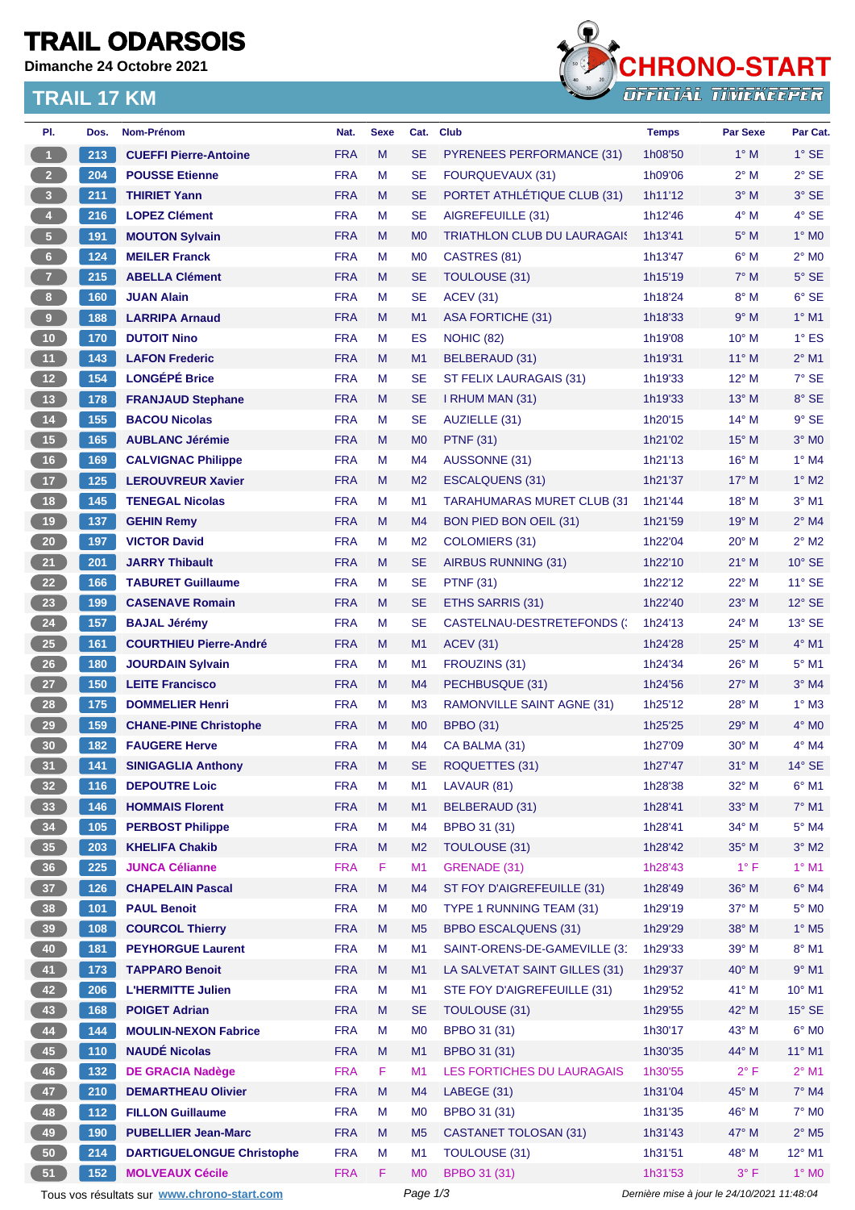# TRAIL ODARSOIS

**Dimanche 24 Octobre 2021**

## TRAIL 17 KM

| Pl. | Dos. | Nom-Prénom | Nat. | Sexe | Cat. | Club | Temps | Par Sexe | Par Cat. |
|---|---|---|---|---|---|---|---|---|---|
| 1 | 213 | CUEFFI Pierre-Antoine | FRA | M | SE | PYRENEES PERFORMANCE (31) | 1h08'50 | 1° M | 1° SE |
| 2 | 204 | POUSSE Etienne | FRA | M | SE | FOURQUEVAUX (31) | 1h09'06 | 2° M | 2° SE |
| 3 | 211 | THIRIET Yann | FRA | M | SE | PORTET ATHLÉTIQUE CLUB (31) | 1h11'12 | 3° M | 3° SE |
| 4 | 216 | LOPEZ Clément | FRA | M | SE | AIGREFEUILLE (31) | 1h12'46 | 4° M | 4° SE |
| 5 | 191 | MOUTON Sylvain | FRA | M | M0 | TRIATHLON CLUB DU LAURAGAIS | 1h13'41 | 5° M | 1° M0 |
| 6 | 124 | MEILER Franck | FRA | M | M0 | CASTRES (81) | 1h13'47 | 6° M | 2° M0 |
| 7 | 215 | ABELLA Clément | FRA | M | SE | TOULOUSE (31) | 1h15'19 | 7° M | 5° SE |
| 8 | 160 | JUAN Alain | FRA | M | SE | ACEV (31) | 1h18'24 | 8° M | 6° SE |
| 9 | 188 | LARRIPA Arnaud | FRA | M | M1 | ASA FORTICHE (31) | 1h18'33 | 9° M | 1° M1 |
| 10 | 170 | DUTOIT Nino | FRA | M | ES | NOHIC (82) | 1h19'08 | 10° M | 1° ES |
| 11 | 143 | LAFON Frederic | FRA | M | M1 | BELBERAUD (31) | 1h19'31 | 11° M | 2° M1 |
| 12 | 154 | LONGÉPÉ Brice | FRA | M | SE | ST FELIX LAURAGAIS (31) | 1h19'33 | 12° M | 7° SE |
| 13 | 178 | FRANJAUD Stephane | FRA | M | SE | I RHUM MAN (31) | 1h19'33 | 13° M | 8° SE |
| 14 | 155 | BACOU Nicolas | FRA | M | SE | AUZIELLE (31) | 1h20'15 | 14° M | 9° SE |
| 15 | 165 | AUBLANC Jérémie | FRA | M | M0 | PTNF (31) | 1h21'02 | 15° M | 3° M0 |
| 16 | 169 | CALVIGNAC Philippe | FRA | M | M4 | AUSSONNE (31) | 1h21'13 | 16° M | 1° M4 |
| 17 | 125 | LEROUVREUR Xavier | FRA | M | M2 | ESCALQUENS (31) | 1h21'37 | 17° M | 1° M2 |
| 18 | 145 | TENEGAL Nicolas | FRA | M | M1 | TARAHUMARAS MURET CLUB (31 | 1h21'44 | 18° M | 3° M1 |
| 19 | 137 | GEHIN Remy | FRA | M | M4 | BON PIED BON OEIL (31) | 1h21'59 | 19° M | 2° M4 |
| 20 | 197 | VICTOR David | FRA | M | M2 | COLOMIERS (31) | 1h22'04 | 20° M | 2° M2 |
| 21 | 201 | JARRY Thibault | FRA | M | SE | AIRBUS RUNNING (31) | 1h22'10 | 21° M | 10° SE |
| 22 | 166 | TABURET Guillaume | FRA | M | SE | PTNF (31) | 1h22'12 | 22° M | 11° SE |
| 23 | 199 | CASENAVE Romain | FRA | M | SE | ETHS SARRIS (31) | 1h22'40 | 23° M | 12° SE |
| 24 | 157 | BAJAL Jérémy | FRA | M | SE | CASTELNAU-DESTRETEFONDS (: | 1h24'13 | 24° M | 13° SE |
| 25 | 161 | COURTHIEU Pierre-André | FRA | M | M1 | ACEV (31) | 1h24'28 | 25° M | 4° M1 |
| 26 | 180 | JOURDAIN Sylvain | FRA | M | M1 | FROUZINS (31) | 1h24'34 | 26° M | 5° M1 |
| 27 | 150 | LEITE Francisco | FRA | M | M4 | PECHBUSQUE (31) | 1h24'56 | 27° M | 3° M4 |
| 28 | 175 | DOMMELIER Henri | FRA | M | M3 | RAMONVILLE SAINT AGNE (31) | 1h25'12 | 28° M | 1° M3 |
| 29 | 159 | CHANE-PINE Christophe | FRA | M | M0 | BPBO (31) | 1h25'25 | 29° M | 4° M0 |
| 30 | 182 | FAUGERE Herve | FRA | M | M4 | CA BALMA (31) | 1h27'09 | 30° M | 4° M4 |
| 31 | 141 | SINIGAGLIA Anthony | FRA | M | SE | ROQUETTES (31) | 1h27'47 | 31° M | 14° SE |
| 32 | 116 | DEPOUTRE Loic | FRA | M | M1 | LAVAUR (81) | 1h28'38 | 32° M | 6° M1 |
| 33 | 146 | HOMMAIS Florent | FRA | M | M1 | BELBERAUD (31) | 1h28'41 | 33° M | 7° M1 |
| 34 | 105 | PERBOST Philippe | FRA | M | M4 | BPBO 31 (31) | 1h28'41 | 34° M | 5° M4 |
| 35 | 203 | KHELIFA Chakib | FRA | M | M2 | TOULOUSE (31) | 1h28'42 | 35° M | 3° M2 |
| 36 | 225 | JUNCA Célianne | FRA | F | M1 | GRENADE (31) | 1h28'43 | 1° F | 1° M1 |
| 37 | 126 | CHAPELAIN Pascal | FRA | M | M4 | ST FOY D'AIGREFEUILLE (31) | 1h28'49 | 36° M | 6° M4 |
| 38 | 101 | PAUL Benoit | FRA | M | M0 | TYPE 1 RUNNING TEAM (31) | 1h29'19 | 37° M | 5° M0 |
| 39 | 108 | COURCOL Thierry | FRA | M | M5 | BPBO ESCALQUENS (31) | 1h29'29 | 38° M | 1° M5 |
| 40 | 181 | PEYHORGUE Laurent | FRA | M | M1 | SAINT-ORENS-DE-GAMEVILLE (3: | 1h29'33 | 39° M | 8° M1 |
| 41 | 173 | TAPPARO Benoit | FRA | M | M1 | LA SALVETAT SAINT GILLES (31) | 1h29'37 | 40° M | 9° M1 |
| 42 | 206 | L'HERMITTE Julien | FRA | M | M1 | STE FOY D'AIGREFEUILLE (31) | 1h29'52 | 41° M | 10° M1 |
| 43 | 168 | POIGET Adrian | FRA | M | SE | TOULOUSE (31) | 1h29'55 | 42° M | 15° SE |
| 44 | 144 | MOULIN-NEXON Fabrice | FRA | M | M0 | BPBO 31 (31) | 1h30'17 | 43° M | 6° M0 |
| 45 | 110 | NAUDÉ Nicolas | FRA | M | M1 | BPBO 31 (31) | 1h30'35 | 44° M | 11° M1 |
| 46 | 132 | DE GRACIA Nadège | FRA | F | M1 | LES FORTICHES DU LAURAGAIS | 1h30'55 | 2° F | 2° M1 |
| 47 | 210 | DEMARTHEAU Olivier | FRA | M | M4 | LABEGE (31) | 1h31'04 | 45° M | 7° M4 |
| 48 | 112 | FILLON Guillaume | FRA | M | M0 | BPBO 31 (31) | 1h31'35 | 46° M | 7° M0 |
| 49 | 190 | PUBELLIER Jean-Marc | FRA | M | M5 | CASTANET TOLOSAN (31) | 1h31'43 | 47° M | 2° M5 |
| 50 | 214 | DARTIGUELONGUE Christophe | FRA | M | M1 | TOULOUSE (31) | 1h31'51 | 48° M | 12° M1 |
| 51 | 152 | MOLVEAUX Cécile | FRA | F | M0 | BPBO 31 (31) | 1h31'53 | 3° F | 1° M0 |

Tous vos résultats sur www.chrono-start.com

Dernière mise à jour le 24/10/2021 11:48:04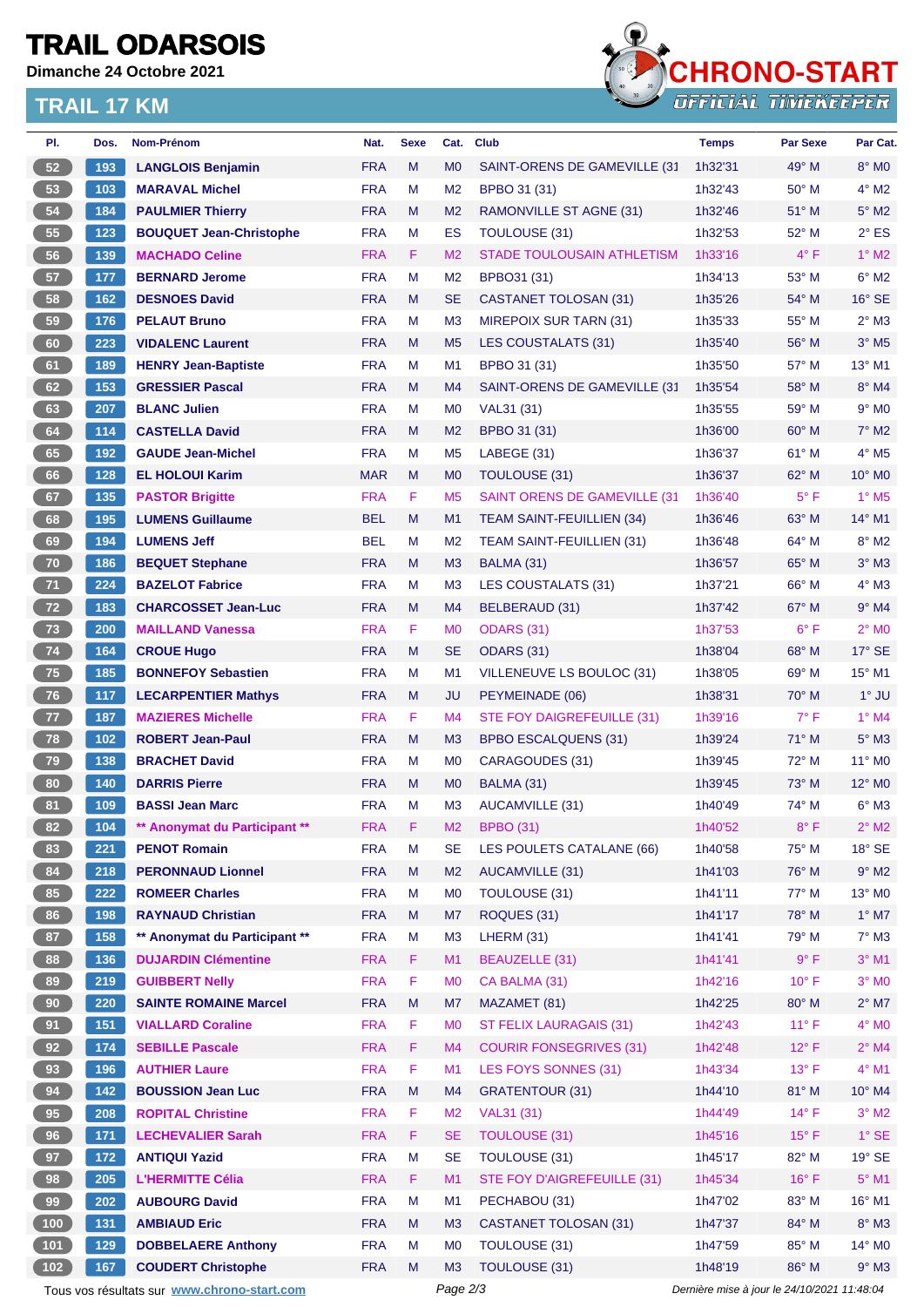# TRAIL ODARSOIS

Dimanche 24 Octobre 2021

## TRAIL 17 KM

| Pl. | Dos. | Nom-Prénom | Nat. | Sexe | Cat. | Club | Temps | Par Sexe | Par Cat. |
|---|---|---|---|---|---|---|---|---|---|
| 52 | 193 | LANGLOIS Benjamin | FRA | M | M0 | SAINT-ORENS DE GAMEVILLE (31 | 1h32'31 | 49° M | 8° M0 |
| 53 | 103 | MARAVAL Michel | FRA | M | M2 | BPBO 31 (31) | 1h32'43 | 50° M | 4° M2 |
| 54 | 184 | PAULMIER Thierry | FRA | M | M2 | RAMONVILLE ST AGNE (31) | 1h32'46 | 51° M | 5° M2 |
| 55 | 123 | BOUQUET Jean-Christophe | FRA | M | ES | TOULOUSE (31) | 1h32'53 | 52° M | 2° ES |
| 56 | 139 | MACHADO Celine | FRA | F | M2 | STADE TOULOUSAIN ATHLETISM | 1h33'16 | 4° F | 1° M2 |
| 57 | 177 | BERNARD Jerome | FRA | M | M2 | BPBO31 (31) | 1h34'13 | 53° M | 6° M2 |
| 58 | 162 | DESNOES David | FRA | M | SE | CASTANET TOLOSAN (31) | 1h35'26 | 54° M | 16° SE |
| 59 | 176 | PELAUT Bruno | FRA | M | M3 | MIREPOIX SUR TARN (31) | 1h35'33 | 55° M | 2° M3 |
| 60 | 223 | VIDALENC Laurent | FRA | M | M5 | LES COUSTALATS (31) | 1h35'40 | 56° M | 3° M5 |
| 61 | 189 | HENRY Jean-Baptiste | FRA | M | M1 | BPBO 31 (31) | 1h35'50 | 57° M | 13° M1 |
| 62 | 153 | GRESSIER Pascal | FRA | M | M4 | SAINT-ORENS DE GAMEVILLE (31 | 1h35'54 | 58° M | 8° M4 |
| 63 | 207 | BLANC Julien | FRA | M | M0 | VAL31 (31) | 1h35'55 | 59° M | 9° M0 |
| 64 | 114 | CASTELLA David | FRA | M | M2 | BPBO 31 (31) | 1h36'00 | 60° M | 7° M2 |
| 65 | 192 | GAUDE Jean-Michel | FRA | M | M5 | LABEGE (31) | 1h36'37 | 61° M | 4° M5 |
| 66 | 128 | EL HOLOUI Karim | MAR | M | M0 | TOULOUSE (31) | 1h36'37 | 62° M | 10° M0 |
| 67 | 135 | PASTOR Brigitte | FRA | F | M5 | SAINT ORENS DE GAMEVILLE (31 | 1h36'40 | 5° F | 1° M5 |
| 68 | 195 | LUMENS Guillaume | BEL | M | M1 | TEAM SAINT-FEUILLIEN (34) | 1h36'46 | 63° M | 14° M1 |
| 69 | 194 | LUMENS Jeff | BEL | M | M2 | TEAM SAINT-FEUILLIEN (31) | 1h36'48 | 64° M | 8° M2 |
| 70 | 186 | BEQUET Stephane | FRA | M | M3 | BALMA (31) | 1h36'57 | 65° M | 3° M3 |
| 71 | 224 | BAZELOT Fabrice | FRA | M | M3 | LES COUSTALATS (31) | 1h37'21 | 66° M | 4° M3 |
| 72 | 183 | CHARCOSSET Jean-Luc | FRA | M | M4 | BELBERAUD (31) | 1h37'42 | 67° M | 9° M4 |
| 73 | 200 | MAILLAND Vanessa | FRA | F | M0 | ODARS (31) | 1h37'53 | 6° F | 2° M0 |
| 74 | 164 | CROUE Hugo | FRA | M | SE | ODARS (31) | 1h38'04 | 68° M | 17° SE |
| 75 | 185 | BONNEFOY Sebastien | FRA | M | M1 | VILLENEUVE LS BOULOC (31) | 1h38'05 | 69° M | 15° M1 |
| 76 | 117 | LECARPENTIER Mathys | FRA | M | JU | PEYMEINADE (06) | 1h38'31 | 70° M | 1° JU |
| 77 | 187 | MAZIERES Michelle | FRA | F | M4 | STE FOY DAIGREFEUILLE (31) | 1h39'16 | 7° F | 1° M4 |
| 78 | 102 | ROBERT Jean-Paul | FRA | M | M3 | BPBO ESCALQUENS (31) | 1h39'24 | 71° M | 5° M3 |
| 79 | 138 | BRACHET David | FRA | M | M0 | CARAGOUDES (31) | 1h39'45 | 72° M | 11° M0 |
| 80 | 140 | DARRIS Pierre | FRA | M | M0 | BALMA (31) | 1h39'45 | 73° M | 12° M0 |
| 81 | 109 | BASSI Jean Marc | FRA | M | M3 | AUCAMVILLE (31) | 1h40'49 | 74° M | 6° M3 |
| 82 | 104 | ** Anonymat du Participant ** | FRA | F | M2 | BPBO (31) | 1h40'52 | 8° F | 2° M2 |
| 83 | 221 | PENOT Romain | FRA | M | SE | LES POULETS CATALANE (66) | 1h40'58 | 75° M | 18° SE |
| 84 | 218 | PERONNAUD Lionnel | FRA | M | M2 | AUCAMVILLE (31) | 1h41'03 | 76° M | 9° M2 |
| 85 | 222 | ROMEER Charles | FRA | M | M0 | TOULOUSE (31) | 1h41'11 | 77° M | 13° M0 |
| 86 | 198 | RAYNAUD Christian | FRA | M | M7 | ROQUES (31) | 1h41'17 | 78° M | 1° M7 |
| 87 | 158 | ** Anonymat du Participant ** | FRA | M | M3 | LHERM (31) | 1h41'41 | 79° M | 7° M3 |
| 88 | 136 | DUJARDIN Clémentine | FRA | F | M1 | BEAUZELLE (31) | 1h41'41 | 9° F | 3° M1 |
| 89 | 219 | GUIBBERT Nelly | FRA | F | M0 | CA BALMA (31) | 1h42'16 | 10° F | 3° M0 |
| 90 | 220 | SAINTE ROMAINE Marcel | FRA | M | M7 | MAZAMET (81) | 1h42'25 | 80° M | 2° M7 |
| 91 | 151 | VIALLARD Coraline | FRA | F | M0 | ST FELIX LAURAGAIS (31) | 1h42'43 | 11° F | 4° M0 |
| 92 | 174 | SEBILLE Pascale | FRA | F | M4 | COURIR FONSEGRIVES (31) | 1h42'48 | 12° F | 2° M4 |
| 93 | 196 | AUTHIER Laure | FRA | F | M1 | LES FOYS SONNES (31) | 1h43'34 | 13° F | 4° M1 |
| 94 | 142 | BOUSSION Jean Luc | FRA | M | M4 | GRATENTOUR (31) | 1h44'10 | 81° M | 10° M4 |
| 95 | 208 | ROPITAL Christine | FRA | F | M2 | VAL31 (31) | 1h44'49 | 14° F | 3° M2 |
| 96 | 171 | LECHEVALIER Sarah | FRA | F | SE | TOULOUSE (31) | 1h45'16 | 15° F | 1° SE |
| 97 | 172 | ANTIQUI Yazid | FRA | M | SE | TOULOUSE (31) | 1h45'17 | 82° M | 19° SE |
| 98 | 205 | L'HERMITTE Célia | FRA | F | M1 | STE FOY D'AIGREFEUILLE (31) | 1h45'34 | 16° F | 5° M1 |
| 99 | 202 | AUBOURG David | FRA | M | M1 | PECHABOU (31) | 1h47'02 | 83° M | 16° M1 |
| 100 | 131 | AMBIAUD Eric | FRA | M | M3 | CASTANET TOLOSAN (31) | 1h47'37 | 84° M | 8° M3 |
| 101 | 129 | DOBBELAERE Anthony | FRA | M | M0 | TOULOUSE (31) | 1h47'59 | 85° M | 14° M0 |
| 102 | 167 | COUDERT Christophe | FRA | M | M3 | TOULOUSE (31) | 1h48'19 | 86° M | 9° M3 |

Tous vos résultats sur www.chrono-start.com — Dernière mise à jour le 24/10/2021 11:48:04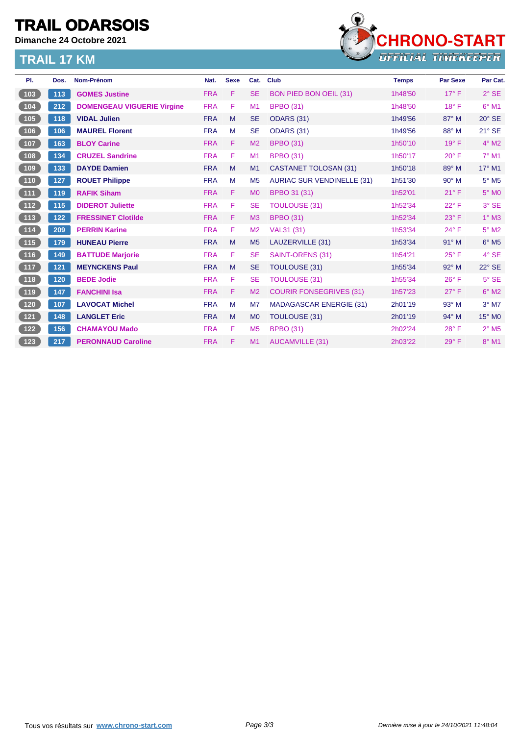# TRAIL ODARSOIS

**Dimanche 24 Octobre 2021**

## TRAIL 17 KM

| Pl. | Dos. | Nom-Prénom | Nat. | Sexe | Cat. | Club | Temps | Par Sexe | Par Cat. |
|---|---|---|---|---|---|---|---|---|---|
| 103 | 113 | GOMES Justine | FRA | F | SE | BON PIED BON OEIL (31) | 1h48'50 | 17° F | 2° SE |
| 104 | 212 | DOMENGEAU VIGUERIE Virgine | FRA | F | M1 | BPBO (31) | 1h48'50 | 18° F | 6° M1 |
| 105 | 118 | VIDAL Julien | FRA | M | SE | ODARS (31) | 1h49'56 | 87° M | 20° SE |
| 106 | 106 | MAUREL Florent | FRA | M | SE | ODARS (31) | 1h49'56 | 88° M | 21° SE |
| 107 | 163 | BLOY Carine | FRA | F | M2 | BPBO (31) | 1h50'10 | 19° F | 4° M2 |
| 108 | 134 | CRUZEL Sandrine | FRA | F | M1 | BPBO (31) | 1h50'17 | 20° F | 7° M1 |
| 109 | 133 | DAYDE Damien | FRA | M | M1 | CASTANET TOLOSAN (31) | 1h50'18 | 89° M | 17° M1 |
| 110 | 127 | ROUET Philippe | FRA | M | M5 | AURIAC SUR VENDINELLE (31) | 1h51'30 | 90° M | 5° M5 |
| 111 | 119 | RAFIK Siham | FRA | F | M0 | BPBO 31 (31) | 1h52'01 | 21° F | 5° M0 |
| 112 | 115 | DIDEROT Juliette | FRA | F | SE | TOULOUSE (31) | 1h52'34 | 22° F | 3° SE |
| 113 | 122 | FRESSINET Clotilde | FRA | F | M3 | BPBO (31) | 1h52'34 | 23° F | 1° M3 |
| 114 | 209 | PERRIN Karine | FRA | F | M2 | VAL31 (31) | 1h53'34 | 24° F | 5° M2 |
| 115 | 179 | HUNEAU Pierre | FRA | M | M5 | LAUZERVILLE (31) | 1h53'34 | 91° M | 6° M5 |
| 116 | 149 | BATTUDE Marjorie | FRA | F | SE | SAINT-ORENS (31) | 1h54'21 | 25° F | 4° SE |
| 117 | 121 | MEYNCKENS Paul | FRA | M | SE | TOULOUSE (31) | 1h55'34 | 92° M | 22° SE |
| 118 | 120 | BEDE Jodie | FRA | F | SE | TOULOUSE (31) | 1h55'34 | 26° F | 5° SE |
| 119 | 147 | FANCHINI Isa | FRA | F | M2 | COURIR FONSEGRIVES (31) | 1h57'23 | 27° F | 6° M2 |
| 120 | 107 | LAVOCAT Michel | FRA | M | M7 | MADAGASCAR ENERGIE (31) | 2h01'19 | 93° M | 3° M7 |
| 121 | 148 | LANGLET Eric | FRA | M | M0 | TOULOUSE (31) | 2h01'19 | 94° M | 15° M0 |
| 122 | 156 | CHAMAYOU Mado | FRA | F | M5 | BPBO (31) | 2h02'24 | 28° F | 2° M5 |
| 123 | 217 | PERONNAUD Caroline | FRA | F | M1 | AUCAMVILLE (31) | 2h03'22 | 29° F | 8° M1 |

Tous vos résultats sur www.chrono-start.com

*Dernière mise à jour le 24/10/2021 11:48:04*